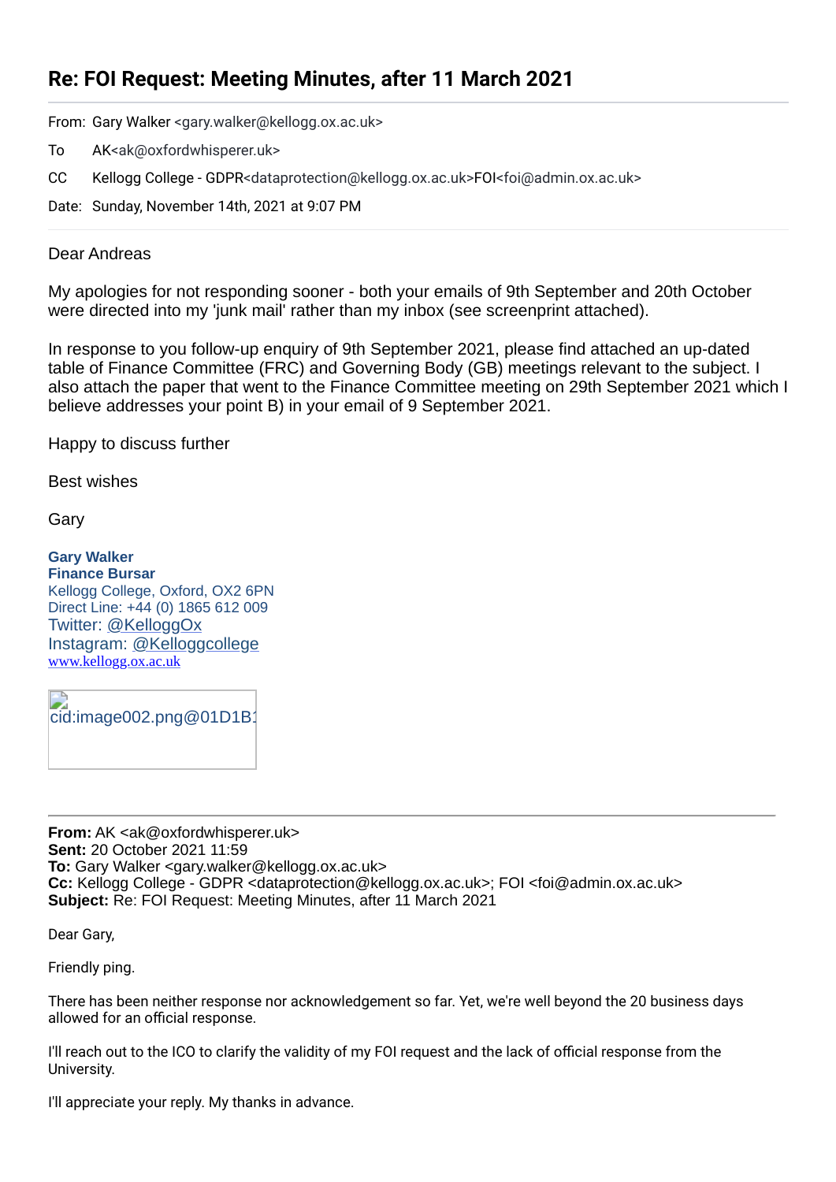# Re: FOI Request: Meeting Minutes, after 11 March 2021

From: Gary Walker <gary.walker@kellogg.ox.ac.uk>

To AK<ak@oxfordwhisperer.uk>

CC Kellogg College - GDPR<dataprotection@kellogg.ox.ac.uk>FOI<foi@admin.ox.ac.uk>

Date: Sunday, November 14th, 2021 at 9:07 PM

Dear Andreas

My apologies for not responding sooner - both your emails of 9th September and 20th October were directed into my 'junk mail' rather than my inbox (see screenprint attached).

In response to you follow-up enquiry of 9th September 2021, please find attached an up-dated table of Finance Committee (FRC) and Governing Body (GB) meetings relevant to the subject. I also attach the paper that went to the Finance Committee meeting on 29th September 2021 which I believe addresses your point B) in your email of 9 September 2021.

Happy to discuss further

Best wishes

Gary

**Gary Walker**
**Finance Bursar**
Kellogg College, Oxford, OX2 6PN
Direct Line: +44 (0) 1865 612 009
Twitter: @KelloggOx
Instagram: @Kelloggcollege
www.kellogg.ox.ac.uk

cid:image002.png@01D1B1

---

**From:** AK <ak@oxfordwhisperer.uk>
**Sent:** 20 October 2021 11:59
**To:** Gary Walker <gary.walker@kellogg.ox.ac.uk>
**Cc:** Kellogg College - GDPR <dataprotection@kellogg.ox.ac.uk>; FOI <foi@admin.ox.ac.uk>
**Subject:** Re: FOI Request: Meeting Minutes, after 11 March 2021

Dear Gary,

Friendly ping.

There has been neither response nor acknowledgement so far. Yet, we're well beyond the 20 business days allowed for an official response.

I'll reach out to the ICO to clarify the validity of my FOI request and the lack of official response from the University.

I'll appreciate your reply. My thanks in advance.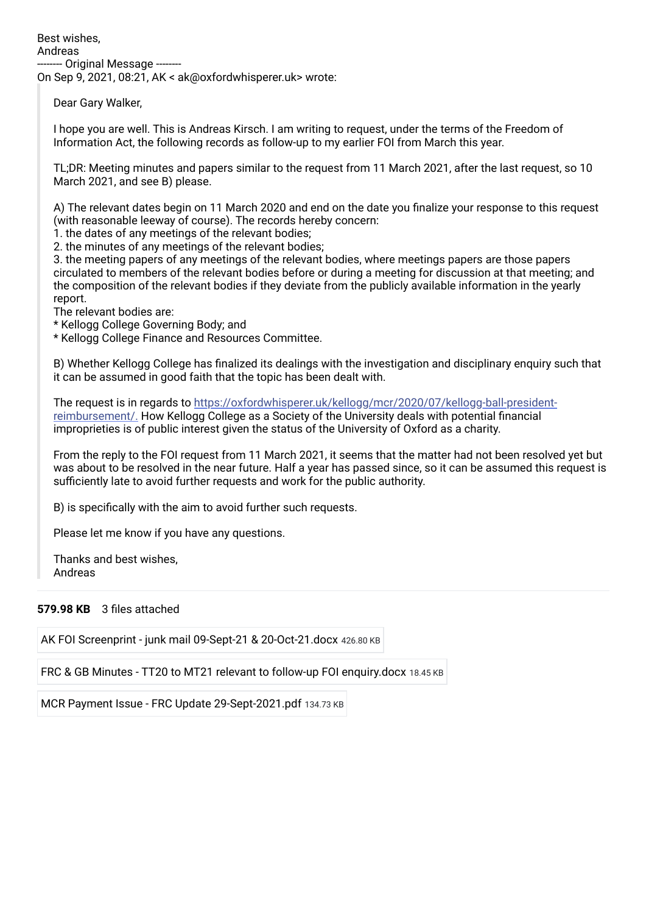Best wishes,
Andreas
-------- Original Message --------
On Sep 9, 2021, 08:21, AK < ak@oxfordwhisperer.uk> wrote:

> Dear Gary Walker,
>
> I hope you are well. This is Andreas Kirsch. I am writing to request, under the terms of the Freedom of Information Act, the following records as follow-up to my earlier FOI from March this year.
>
> TL;DR: Meeting minutes and papers similar to the request from 11 March 2021, after the last request, so 10 March 2021, and see B) please.
>
> A) The relevant dates begin on 11 March 2020 and end on the date you finalize your response to this request (with reasonable leeway of course). The records hereby concern:
> 1. the dates of any meetings of the relevant bodies;
> 2. the minutes of any meetings of the relevant bodies;
> 3. the meeting papers of any meetings of the relevant bodies, where meetings papers are those papers circulated to members of the relevant bodies before or during a meeting for discussion at that meeting; and the composition of the relevant bodies if they deviate from the publicly available information in the yearly report.
> The relevant bodies are:
> * Kellogg College Governing Body; and
> * Kellogg College Finance and Resources Committee.
>
> B) Whether Kellogg College has finalized its dealings with the investigation and disciplinary enquiry such that it can be assumed in good faith that the topic has been dealt with.
>
> The request is in regards to [https://oxfordwhisperer.uk/kellogg/mcr/2020/07/kellogg-ball-president-reimbursement/.](https://oxfordwhisperer.uk/kellogg/mcr/2020/07/kellogg-ball-president-reimbursement/) How Kellogg College as a Society of the University deals with potential financial improprieties is of public interest given the status of the University of Oxford as a charity.
>
> From the reply to the FOI request from 11 March 2021, it seems that the matter had not been resolved yet but was about to be resolved in the near future. Half a year has passed since, so it can be assumed this request is sufficiently late to avoid further requests and work for the public authority.
>
> B) is specifically with the aim to avoid further such requests.
>
> Please let me know if you have any questions.
>
> Thanks and best wishes,
> Andreas

---

**579.98 KB** 3 files attached

- AK FOI Screenprint - junk mail 09-Sept-21 & 20-Oct-21.docx 426.80 KB
- FRC & GB Minutes - TT20 to MT21 relevant to follow-up FOI enquiry.docx 18.45 KB
- MCR Payment Issue - FRC Update 29-Sept-2021.pdf 134.73 KB